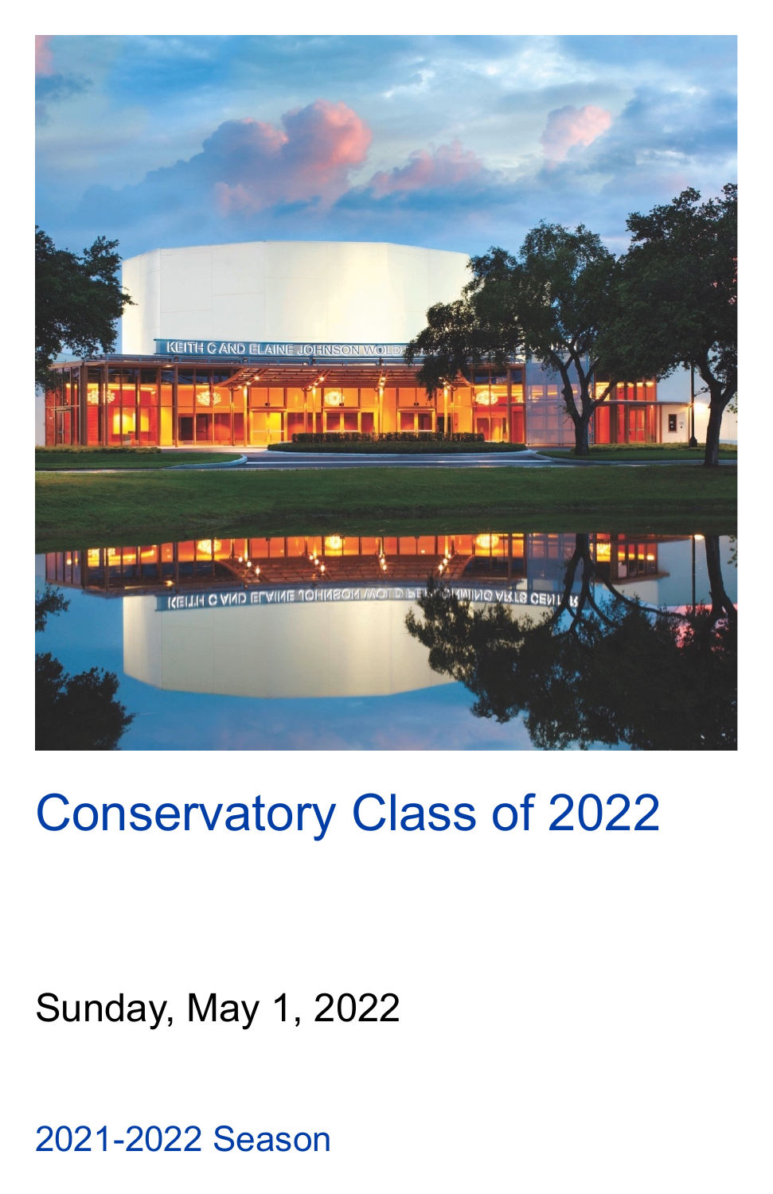# Conservatory Class of 2022

Sunday, May 1, 2022

2021-2022 Season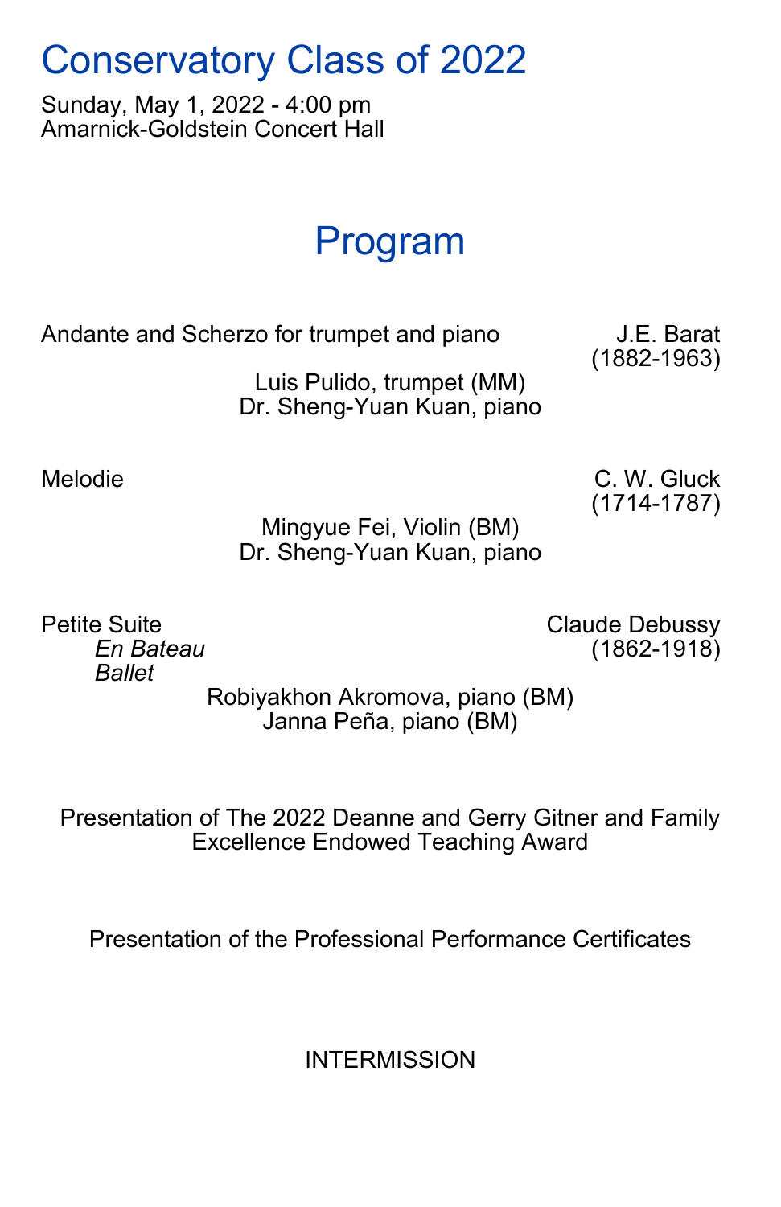# Conservatory Class of 2022

Sunday, May 1, 2022 - 4:00 pm
Amarnick-Goldstein Concert Hall

## Program

Andante and Scherzo for trumpet and piano — J.E. Barat (1882-1963)

Luis Pulido, trumpet (MM)
Dr. Sheng-Yuan Kuan, piano

Melodie — C. W. Gluck (1714-1787)

Mingyue Fei, Violin (BM)
Dr. Sheng-Yuan Kuan, piano

Petite Suite — Claude Debussy (1862-1918)

*En Bateau*
*Ballet*

Robiyakhon Akromova, piano (BM)
Janna Peña, piano (BM)

Presentation of The 2022 Deanne and Gerry Gitner and Family Excellence Endowed Teaching Award

Presentation of the Professional Performance Certificates

INTERMISSION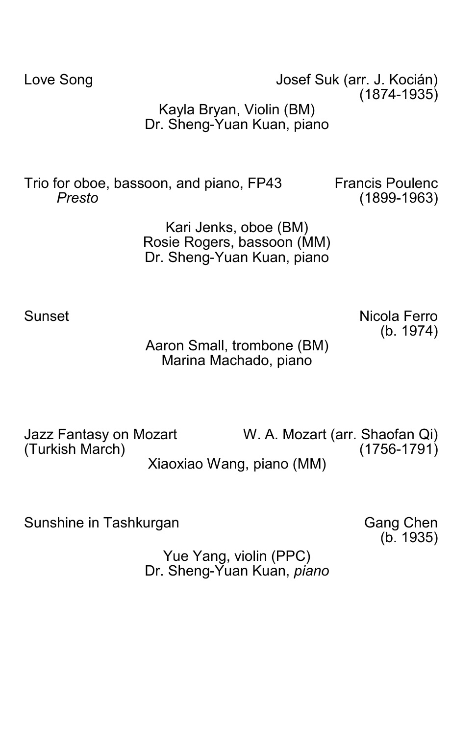Love Song — Josef Suk (arr. J. Kocián)
(1874-1935)

Kayla Bryan, Violin (BM)
Dr. Sheng-Yuan Kuan, piano

Trio for oboe, bassoon, and piano, FP43 — Francis Poulenc
*Presto* — (1899-1963)

Kari Jenks, oboe (BM)
Rosie Rogers, bassoon (MM)
Dr. Sheng-Yuan Kuan, piano

Sunset — Nicola Ferro
(b. 1974)

Aaron Small, trombone (BM)
Marina Machado, piano

Jazz Fantasy on Mozart (Turkish March) — W. A. Mozart (arr. Shaofan Qi)
(1756-1791)

Xiaoxiao Wang, piano (MM)

Sunshine in Tashkurgan — Gang Chen
(b. 1935)

Yue Yang, violin (PPC)
Dr. Sheng-Yuan Kuan, *piano*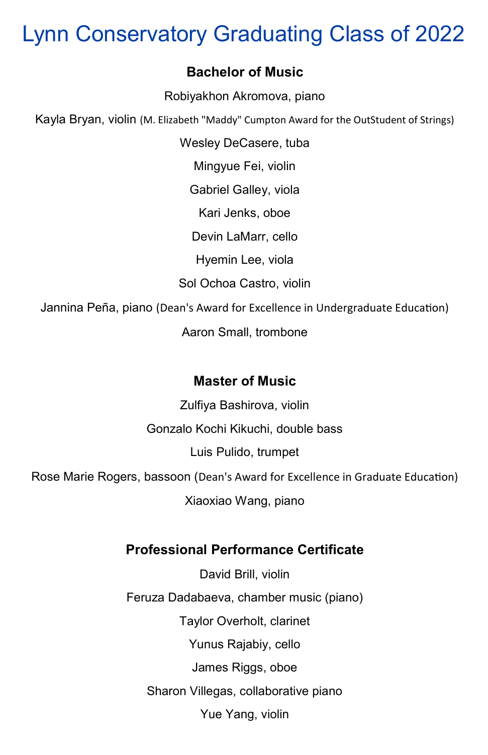# Lynn Conservatory Graduating Class of 2022

### Bachelor of Music

Robiyakhon Akromova, piano

Kayla Bryan, violin (M. Elizabeth "Maddy" Cumpton Award for the OutStudent of Strings)

Wesley DeCasere, tuba

Mingyue Fei, violin

Gabriel Galley, viola

Kari Jenks, oboe

Devin LaMarr, cello

Hyemin Lee, viola

Sol Ochoa Castro, violin

Jannina Peña, piano (Dean's Award for Excellence in Undergraduate Education)

Aaron Small, trombone

### Master of Music

Zulfiya Bashirova, violin

Gonzalo Kochi Kikuchi, double bass

Luis Pulido, trumpet

Rose Marie Rogers, bassoon (Dean's Award for Excellence in Graduate Education)

Xiaoxiao Wang, piano

### Professional Performance Certificate

David Brill, violin

Feruza Dadabaeva, chamber music (piano)

Taylor Overholt, clarinet

Yunus Rajabiy, cello

James Riggs, oboe

Sharon Villegas, collaborative piano

Yue Yang, violin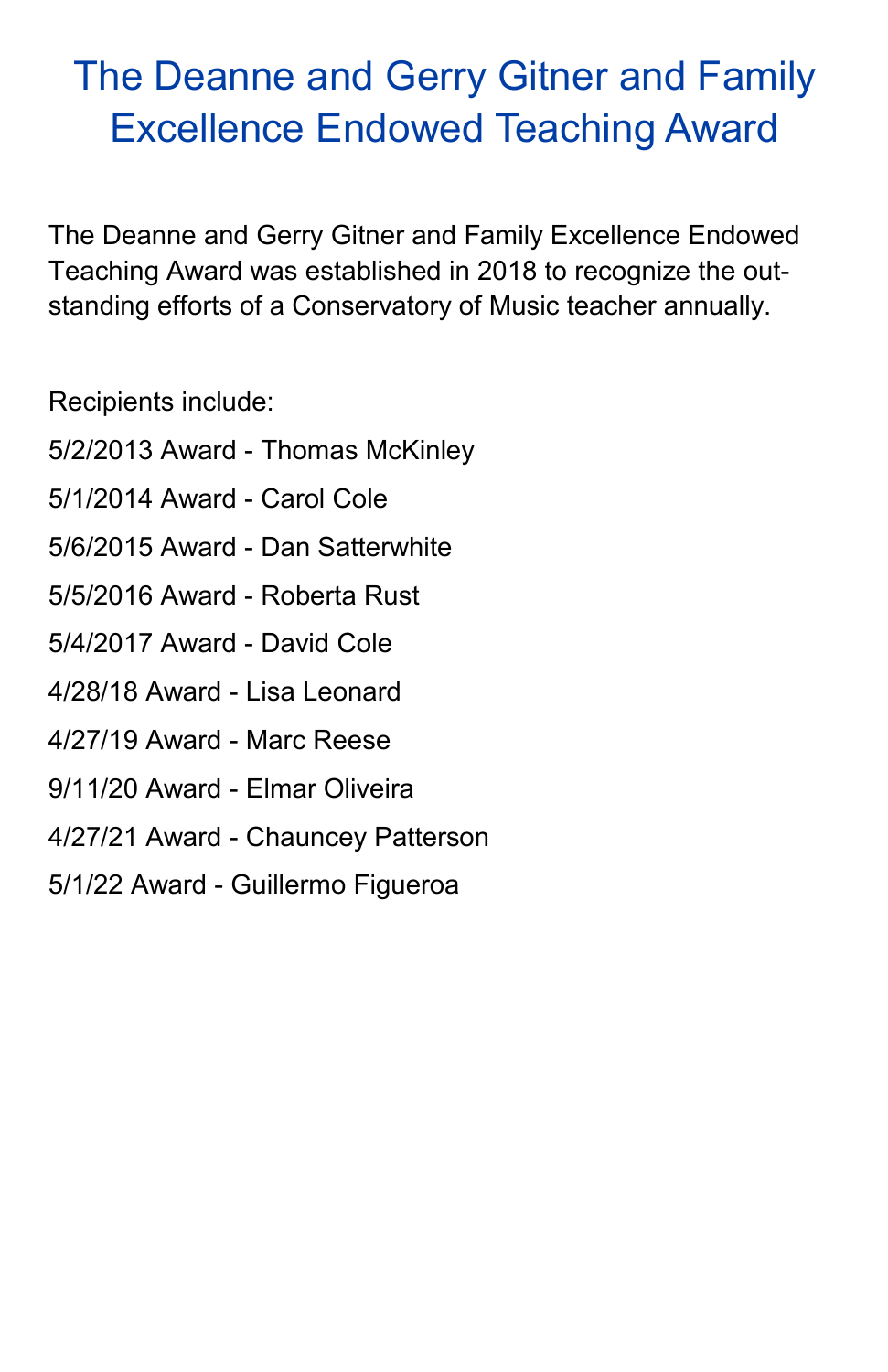# The Deanne and Gerry Gitner and Family Excellence Endowed Teaching Award

The Deanne and Gerry Gitner and Family Excellence Endowed Teaching Award was established in 2018 to recognize the outstanding efforts of a Conservatory of Music teacher annually.

Recipients include:

5/2/2013 Award - Thomas McKinley

5/1/2014 Award - Carol Cole

5/6/2015 Award - Dan Satterwhite

5/5/2016 Award - Roberta Rust

5/4/2017 Award - David Cole

4/28/18 Award - Lisa Leonard

4/27/19 Award - Marc Reese

9/11/20 Award - Elmar Oliveira

4/27/21 Award - Chauncey Patterson

5/1/22 Award - Guillermo Figueroa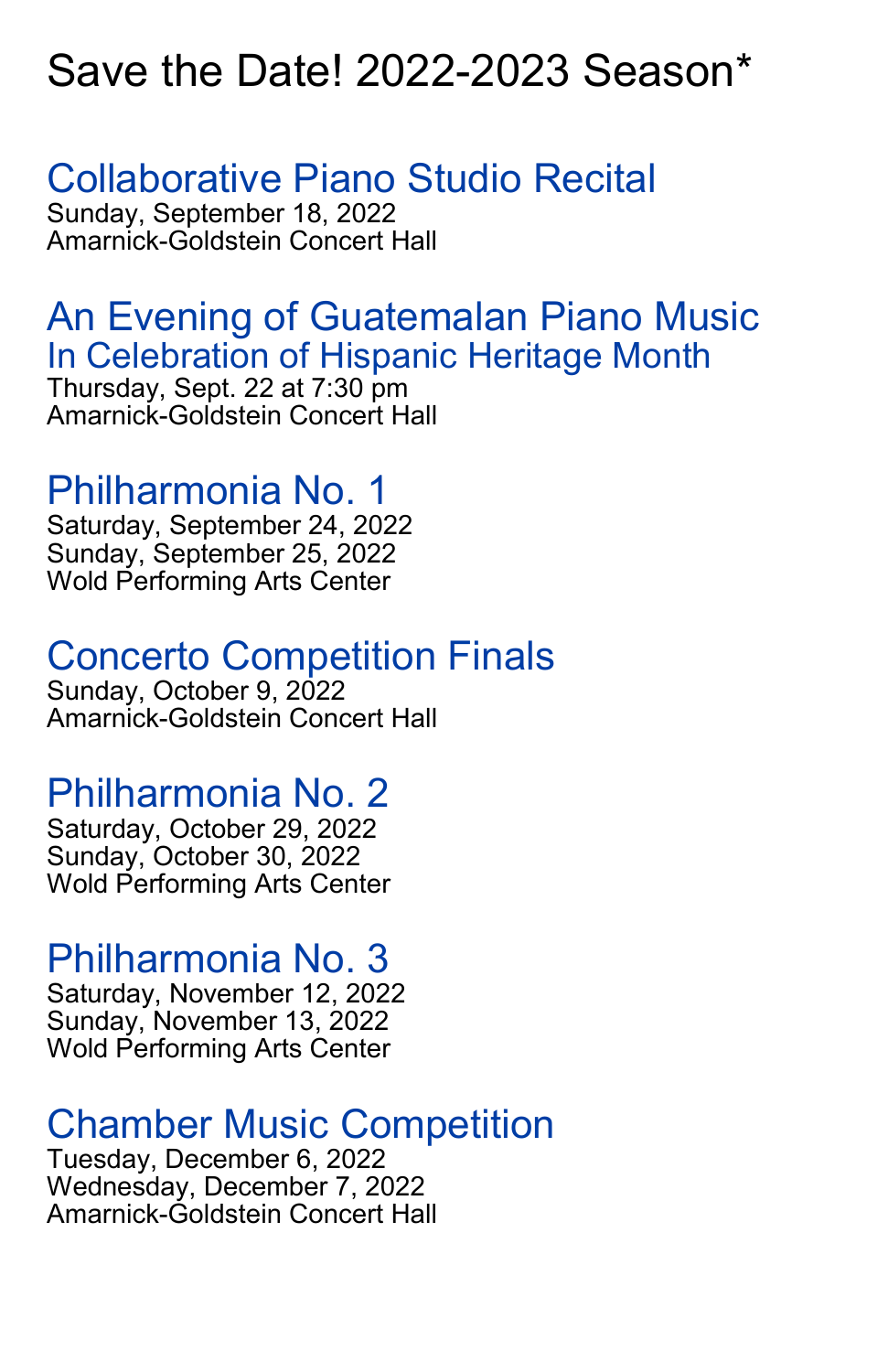# Save the Date! 2022-2023 Season*

## Collaborative Piano Studio Recital

Sunday, September 18, 2022
Amarnick-Goldstein Concert Hall

## An Evening of Guatemalan Piano Music

### In Celebration of Hispanic Heritage Month

Thursday, Sept. 22 at 7:30 pm
Amarnick-Goldstein Concert Hall

## Philharmonia No. 1

Saturday, September 24, 2022
Sunday, September 25, 2022
Wold Performing Arts Center

## Concerto Competition Finals

Sunday, October 9, 2022
Amarnick-Goldstein Concert Hall

## Philharmonia No. 2

Saturday, October 29, 2022
Sunday, October 30, 2022
Wold Performing Arts Center

## Philharmonia No. 3

Saturday, November 12, 2022
Sunday, November 13, 2022
Wold Performing Arts Center

## Chamber Music Competition

Tuesday, December 6, 2022
Wednesday, December 7, 2022
Amarnick-Goldstein Concert Hall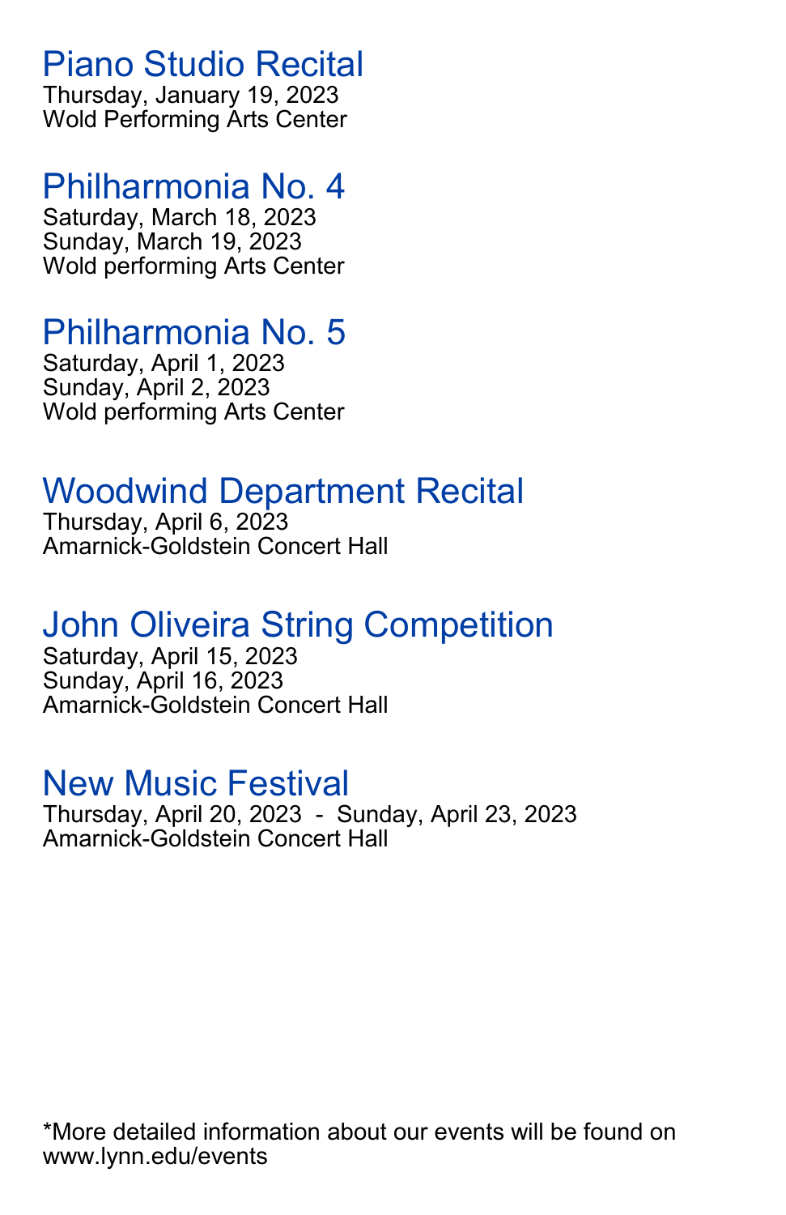## Piano Studio Recital

Thursday, January 19, 2023
Wold Performing Arts Center

## Philharmonia No. 4

Saturday, March 18, 2023
Sunday, March 19, 2023
Wold performing Arts Center

## Philharmonia No. 5

Saturday, April 1, 2023
Sunday, April 2, 2023
Wold performing Arts Center

## Woodwind Department Recital

Thursday, April 6, 2023
Amarnick-Goldstein Concert Hall

## John Oliveira String Competition

Saturday, April 15, 2023
Sunday, April 16, 2023
Amarnick-Goldstein Concert Hall

## New Music Festival

Thursday, April 20, 2023 - Sunday, April 23, 2023
Amarnick-Goldstein Concert Hall

*More detailed information about our events will be found on www.lynn.edu/events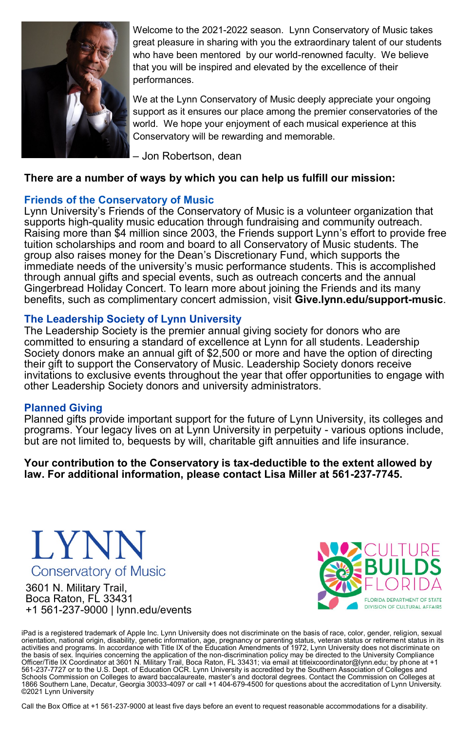Welcome to the 2021-2022 season. Lynn Conservatory of Music takes great pleasure in sharing with you the extraordinary talent of our students who have been mentored by our world-renowned faculty. We believe that you will be inspired and elevated by the excellence of their performances.

We at the Lynn Conservatory of Music deeply appreciate your ongoing support as it ensures our place among the premier conservatories of the world. We hope your enjoyment of each musical experience at this Conservatory will be rewarding and memorable.

– Jon Robertson, dean

**There are a number of ways by which you can help us fulfill our mission:**

### Friends of the Conservatory of Music

Lynn University's Friends of the Conservatory of Music is a volunteer organization that supports high-quality music education through fundraising and community outreach. Raising more than $4 million since 2003, the Friends support Lynn's effort to provide free tuition scholarships and room and board to all Conservatory of Music students. The group also raises money for the Dean's Discretionary Fund, which supports the immediate needs of the university's music performance students. This is accomplished through annual gifts and special events, such as outreach concerts and the annual Gingerbread Holiday Concert. To learn more about joining the Friends and its many benefits, such as complimentary concert admission, visit **Give.lynn.edu/support-music**.

### The Leadership Society of Lynn University

The Leadership Society is the premier annual giving society for donors who are committed to ensuring a standard of excellence at Lynn for all students. Leadership Society donors make an annual gift of $2,500 or more and have the option of directing their gift to support the Conservatory of Music. Leadership Society donors receive invitations to exclusive events throughout the year that offer opportunities to engage with other Leadership Society donors and university administrators.

### Planned Giving

Planned gifts provide important support for the future of Lynn University, its colleges and programs. Your legacy lives on at Lynn University in perpetuity - various options include, but are not limited to, bequests by will, charitable gift annuities and life insurance.

**Your contribution to the Conservatory is tax-deductible to the extent allowed by law. For additional information, please contact Lisa Miller at 561-237-7745.**

LYNN
Conservatory of Music

3601 N. Military Trail,
Boca Raton, FL 33431
+1 561-237-9000 | lynn.edu/events

CULTURE BUILDS FLORIDA
FLORIDA DEPARTMENT OF STATE
DIVISION OF CULTURAL AFFAIRS

iPad is a registered trademark of Apple Inc. Lynn University does not discriminate on the basis of race, color, gender, religion, sexual orientation, national origin, disability, genetic information, age, pregnancy or parenting status, veteran status or retirement status in its activities and programs. In accordance with Title IX of the Education Amendments of 1972, Lynn University does not discriminate on the basis of sex. Inquiries concerning the application of the non-discrimination policy may be directed to the University Compliance Officer/Title IX Coordinator at 3601 N. Military Trail, Boca Raton, FL 33431; via email at titleixcoordinator@lynn.edu; by phone at +1 561-237-7727 or to the U.S. Dept. of Education OCR. Lynn University is accredited by the Southern Association of Colleges and Schools Commission on Colleges to award baccalaureate, master's and doctoral degrees. Contact the Commission on Colleges at 1866 Southern Lane, Decatur, Georgia 30033-4097 or call +1 404-679-4500 for questions about the accreditation of Lynn University. ©2021 Lynn University

Call the Box Office at +1 561-237-9000 at least five days before an event to request reasonable accommodations for a disability.